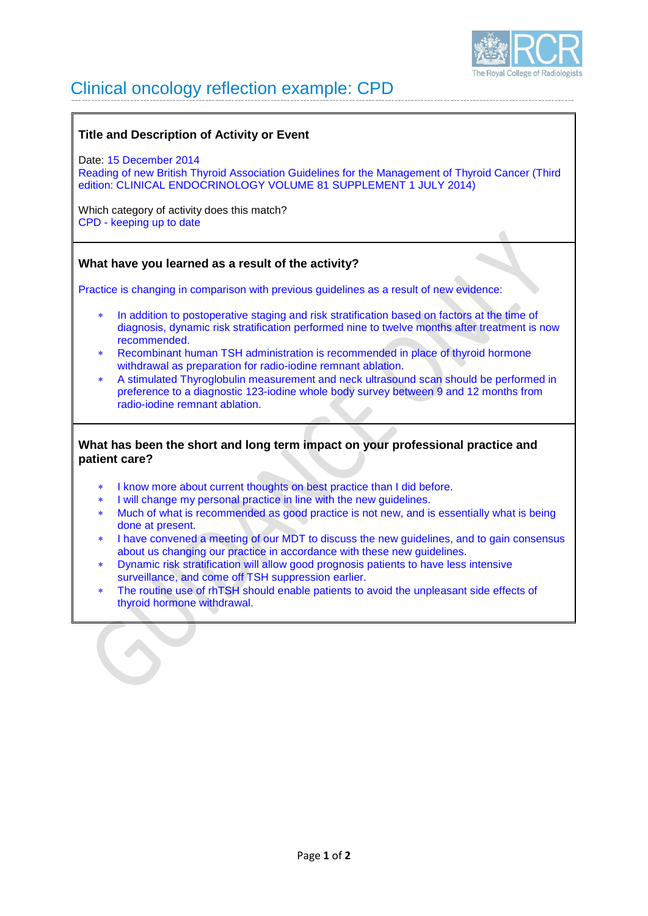# Clinical oncology reflection example: CPD

## Title and Description of Activity or Event

Date: 15 December 2014
Reading of new British Thyroid Association Guidelines for the Management of Thyroid Cancer (Third edition: CLINICAL ENDOCRINOLOGY VOLUME 81 SUPPLEMENT 1 JULY 2014)

Which category of activity does this match?
CPD - keeping up to date

## What have you learned as a result of the activity?

Practice is changing in comparison with previous guidelines as a result of new evidence:

- In addition to postoperative staging and risk stratification based on factors at the time of diagnosis, dynamic risk stratification performed nine to twelve months after treatment is now recommended.
- Recombinant human TSH administration is recommended in place of thyroid hormone withdrawal as preparation for radio-iodine remnant ablation.
- A stimulated Thyroglobulin measurement and neck ultrasound scan should be performed in preference to a diagnostic 123-iodine whole body survey between 9 and 12 months from radio-iodine remnant ablation.

## What has been the short and long term impact on your professional practice and patient care?

- I know more about current thoughts on best practice than I did before.
- I will change my personal practice in line with the new guidelines.
- Much of what is recommended as good practice is not new, and is essentially what is being done at present.
- I have convened a meeting of our MDT to discuss the new guidelines, and to gain consensus about us changing our practice in accordance with these new guidelines.
- Dynamic risk stratification will allow good prognosis patients to have less intensive surveillance, and come off TSH suppression earlier.
- The routine use of rhTSH should enable patients to avoid the unpleasant side effects of thyroid hormone withdrawal.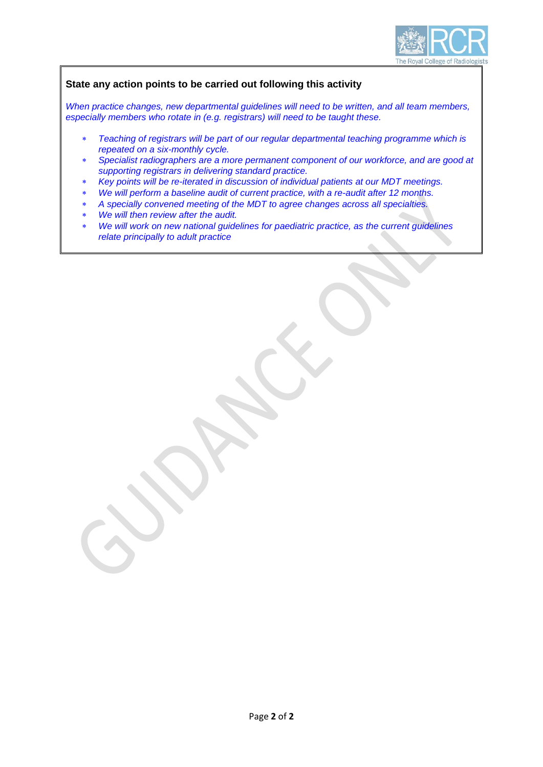**State any action points to be carried out following this activity**

*When practice changes, new departmental guidelines will need to be written, and all team members, especially members who rotate in (e.g. registrars) will need to be taught these.*

- *Teaching of registrars will be part of our regular departmental teaching programme which is repeated on a six-monthly cycle.*
- *Specialist radiographers are a more permanent component of our workforce, and are good at supporting registrars in delivering standard practice.*
- *Key points will be re-iterated in discussion of individual patients at our MDT meetings.*
- *We will perform a baseline audit of current practice, with a re-audit after 12 months.*
- *A specially convened meeting of the MDT to agree changes across all specialties.*
- *We will then review after the audit.*
- *We will work on new national guidelines for paediatric practice, as the current guidelines relate principally to adult practice*